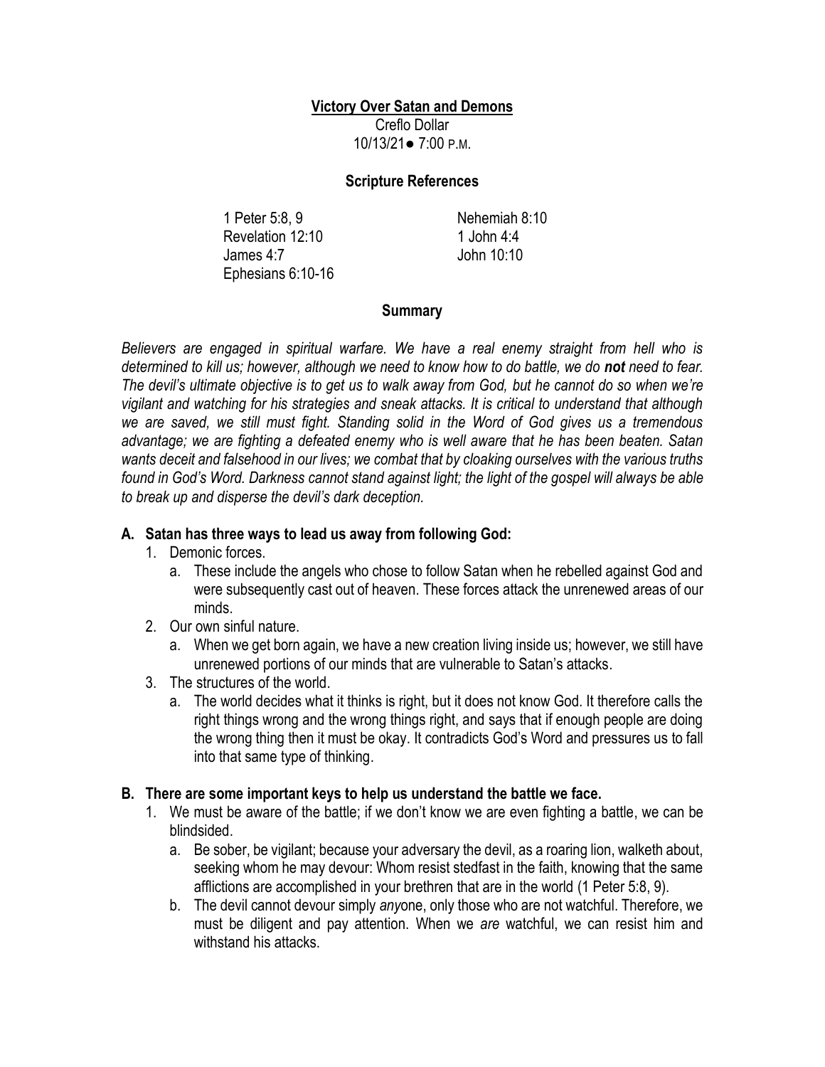# Victory Over Satan and Demons

Creflo Dollar
10/13/21● 7:00 P.M.

## Scripture References

1 Peter 5:8, 9
Revelation 12:10
James 4:7
Ephesians 6:10-16
Nehemiah 8:10
1 John 4:4
John 10:10

## Summary

*Believers are engaged in spiritual warfare. We have a real enemy straight from hell who is determined to kill us; however, although we need to know how to do battle, we do **not** need to fear. The devil's ultimate objective is to get us to walk away from God, but he cannot do so when we're vigilant and watching for his strategies and sneak attacks. It is critical to understand that although we are saved, we still must fight. Standing solid in the Word of God gives us a tremendous advantage; we are fighting a defeated enemy who is well aware that he has been beaten. Satan wants deceit and falsehood in our lives; we combat that by cloaking ourselves with the various truths found in God's Word. Darkness cannot stand against light; the light of the gospel will always be able to break up and disperse the devil's dark deception.*

### A. Satan has three ways to lead us away from following God:

1. Demonic forces.
   a. These include the angels who chose to follow Satan when he rebelled against God and were subsequently cast out of heaven. These forces attack the unrenewed areas of our minds.
2. Our own sinful nature.
   a. When we get born again, we have a new creation living inside us; however, we still have unrenewed portions of our minds that are vulnerable to Satan's attacks.
3. The structures of the world.
   a. The world decides what it thinks is right, but it does not know God. It therefore calls the right things wrong and the wrong things right, and says that if enough people are doing the wrong thing then it must be okay. It contradicts God's Word and pressures us to fall into that same type of thinking.

### B. There are some important keys to help us understand the battle we face.

1. We must be aware of the battle; if we don't know we are even fighting a battle, we can be blindsided.
   a. Be sober, be vigilant; because your adversary the devil, as a roaring lion, walketh about, seeking whom he may devour: Whom resist stedfast in the faith, knowing that the same afflictions are accomplished in your brethren that are in the world (1 Peter 5:8, 9).
   b. The devil cannot devour simply *any*one, only those who are not watchful. Therefore, we must be diligent and pay attention. When we *are* watchful, we can resist him and withstand his attacks.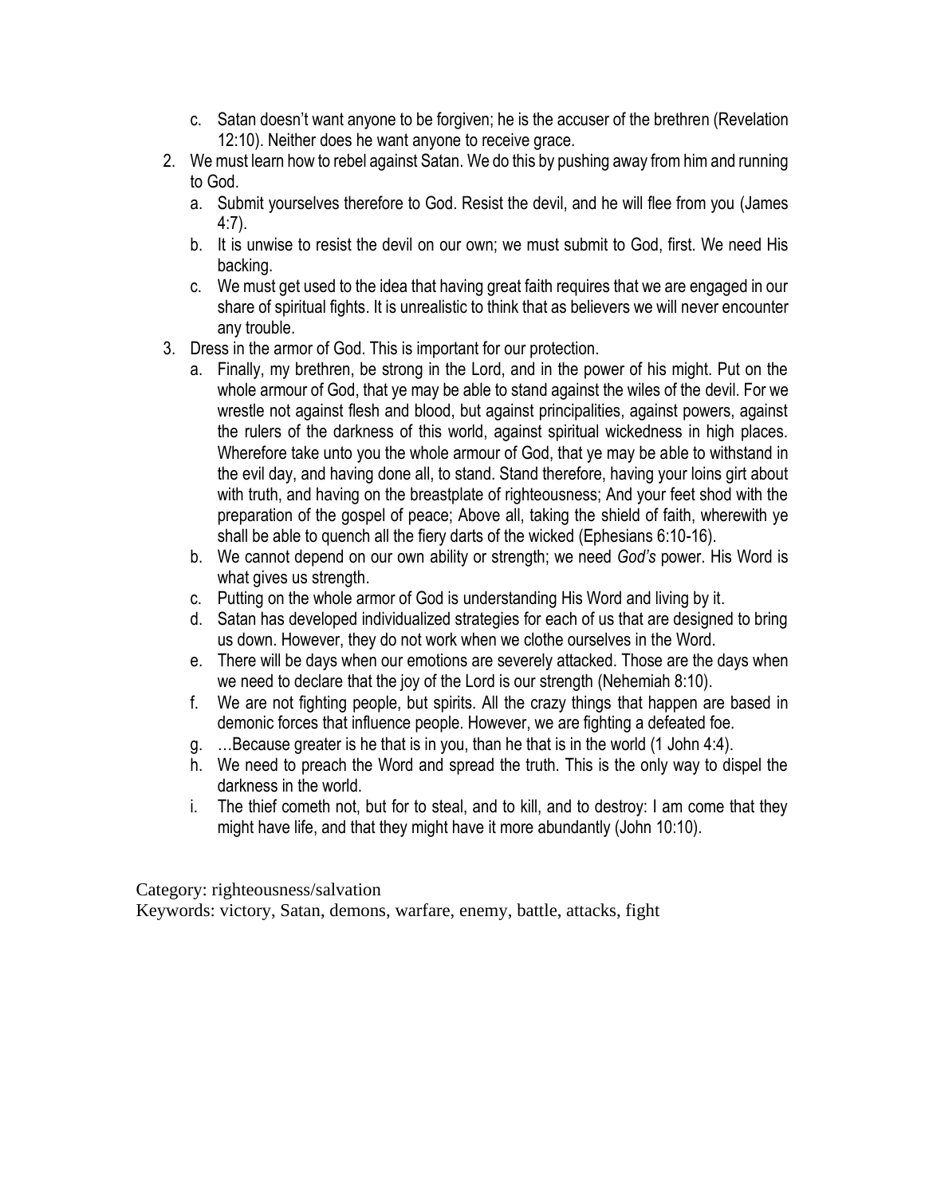c. Satan doesn't want anyone to be forgiven; he is the accuser of the brethren (Revelation 12:10). Neither does he want anyone to receive grace.

2. We must learn how to rebel against Satan. We do this by pushing away from him and running to God.
   a. Submit yourselves therefore to God. Resist the devil, and he will flee from you (James 4:7).
   b. It is unwise to resist the devil on our own; we must submit to God, first. We need His backing.
   c. We must get used to the idea that having great faith requires that we are engaged in our share of spiritual fights. It is unrealistic to think that as believers we will never encounter any trouble.

3. Dress in the armor of God. This is important for our protection.
   a. Finally, my brethren, be strong in the Lord, and in the power of his might. Put on the whole armour of God, that ye may be able to stand against the wiles of the devil. For we wrestle not against flesh and blood, but against principalities, against powers, against the rulers of the darkness of this world, against spiritual wickedness in high places. Wherefore take unto you the whole armour of God, that ye may be able to withstand in the evil day, and having done all, to stand. Stand therefore, having your loins girt about with truth, and having on the breastplate of righteousness; And your feet shod with the preparation of the gospel of peace; Above all, taking the shield of faith, wherewith ye shall be able to quench all the fiery darts of the wicked (Ephesians 6:10-16).
   b. We cannot depend on our own ability or strength; we need *God's* power. His Word is what gives us strength.
   c. Putting on the whole armor of God is understanding His Word and living by it.
   d. Satan has developed individualized strategies for each of us that are designed to bring us down. However, they do not work when we clothe ourselves in the Word.
   e. There will be days when our emotions are severely attacked. Those are the days when we need to declare that the joy of the Lord is our strength (Nehemiah 8:10).
   f. We are not fighting people, but spirits. All the crazy things that happen are based in demonic forces that influence people. However, we are fighting a defeated foe.
   g. …Because greater is he that is in you, than he that is in the world (1 John 4:4).
   h. We need to preach the Word and spread the truth. This is the only way to dispel the darkness in the world.
   i. The thief cometh not, but for to steal, and to kill, and to destroy: I am come that they might have life, and that they might have it more abundantly (John 10:10).

Category: righteousness/salvation
Keywords: victory, Satan, demons, warfare, enemy, battle, attacks, fight